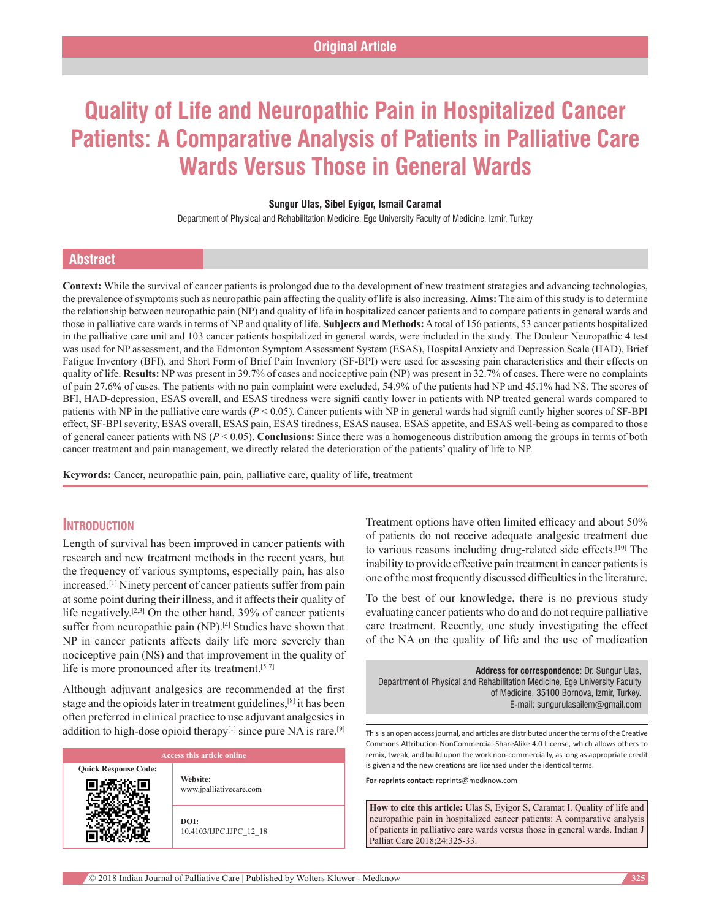Original Article

# Quality of Life and Neuropathic Pain in Hospitalized Cancer Patients: A Comparative Analysis of Patients in Palliative Care Wards Versus Those in General Wards

**Sungur Ulas, Sibel Eyigor, Ismail Caramat**

Department of Physical and Rehabilitation Medicine, Ege University Faculty of Medicine, Izmir, Turkey

## Abstract

**Context:** While the survival of cancer patients is prolonged due to the development of new treatment strategies and advancing technologies, the prevalence of symptoms such as neuropathic pain affecting the quality of life is also increasing. **Aims:** The aim of this study is to determine the relationship between neuropathic pain (NP) and quality of life in hospitalized cancer patients and to compare patients in general wards and those in palliative care wards in terms of NP and quality of life. **Subjects and Methods:** A total of 156 patients, 53 cancer patients hospitalized in the palliative care unit and 103 cancer patients hospitalized in general wards, were included in the study. The Douleur Neuropathic 4 test was used for NP assessment, and the Edmonton Symptom Assessment System (ESAS), Hospital Anxiety and Depression Scale (HAD), Brief Fatigue Inventory (BFI), and Short Form of Brief Pain Inventory (SF-BPI) were used for assessing pain characteristics and their effects on quality of life. **Results:** NP was present in 39.7% of cases and nociceptive pain (NP) was present in 32.7% of cases. There were no complaints of pain 27.6% of cases. The patients with no pain complaint were excluded, 54.9% of the patients had NP and 45.1% had NS. The scores of BFI, HAD-depression, ESAS overall, and ESAS tiredness were significantly lower in patients with NP treated general wards compared to patients with NP in the palliative care wards ($P < 0.05$). Cancer patients with NP in general wards had significantly higher scores of SF-BPI effect, SF-BPI severity, ESAS overall, ESAS pain, ESAS tiredness, ESAS nausea, ESAS appetite, and ESAS well-being as compared to those of general cancer patients with NS ($P < 0.05$). **Conclusions:** Since there was a homogeneous distribution among the groups in terms of both cancer treatment and pain management, we directly related the deterioration of the patients' quality of life to NP.

**Keywords:** Cancer, neuropathic pain, pain, palliative care, quality of life, treatment

## Introduction

Length of survival has been improved in cancer patients with research and new treatment methods in the recent years, but the frequency of various symptoms, especially pain, has also increased.[1] Ninety percent of cancer patients suffer from pain at some point during their illness, and it affects their quality of life negatively.[2,3] On the other hand, 39% of cancer patients suffer from neuropathic pain (NP).[4] Studies have shown that NP in cancer patients affects daily life more severely than nociceptive pain (NS) and that improvement in the quality of life is more pronounced after its treatment.[5-7]

Although adjuvant analgesics are recommended at the first stage and the opioids later in treatment guidelines,[8] it has been often preferred in clinical practice to use adjuvant analgesics in addition to high-dose opioid therapy[1] since pure NA is rare.[9] Treatment options have often limited efficacy and about 50% of patients do not receive adequate analgesic treatment due to various reasons including drug-related side effects.[10] The inability to provide effective pain treatment in cancer patients is one of the most frequently discussed difficulties in the literature.

To the best of our knowledge, there is no previous study evaluating cancer patients who do and do not require palliative care treatment. Recently, one study investigating the effect of the NA on the quality of life and the use of medication

| Access this article online | |
|---|---|
| Quick Response Code: | **Website:** www.jpalliativecare.com |
| | **DOI:** 10.4103/IJPC.IJPC_12_18 |

**Address for correspondence:** Dr. Sungur Ulas, Department of Physical and Rehabilitation Medicine, Ege University Faculty of Medicine, 35100 Bornova, Izmir, Turkey. E-mail: sungurulasailem@gmail.com

This is an open access journal, and articles are distributed under the terms of the Creative Commons Attribution-NonCommercial-ShareAlike 4.0 License, which allows others to remix, tweak, and build upon the work non-commercially, as long as appropriate credit is given and the new creations are licensed under the identical terms.

**For reprints contact:** reprints@medknow.com

**How to cite this article:** Ulas S, Eyigor S, Caramat I. Quality of life and neuropathic pain in hospitalized cancer patients: A comparative analysis of patients in palliative care wards versus those in general wards. Indian J Palliat Care 2018;24:325-33.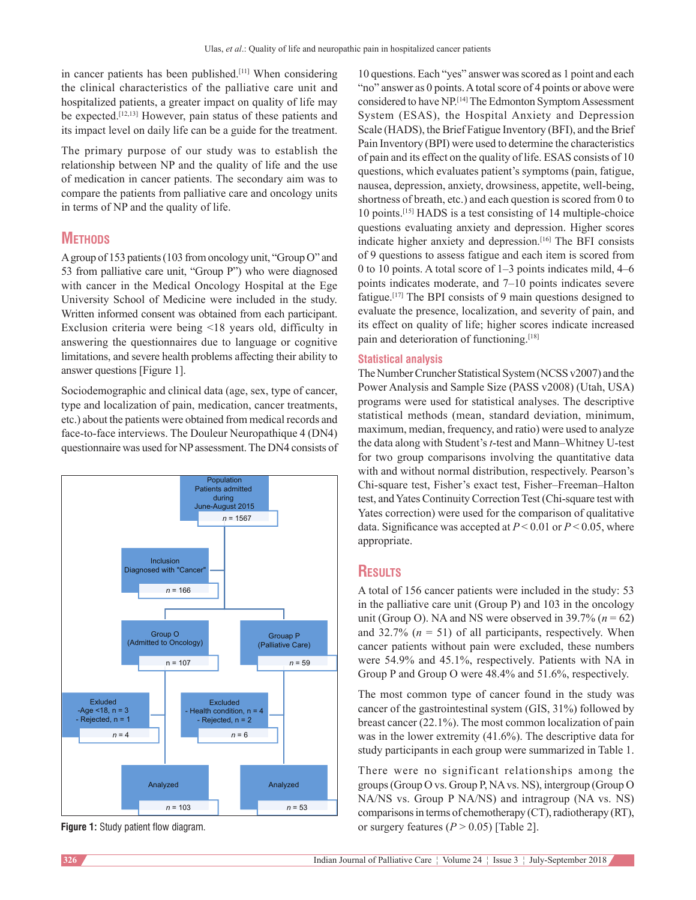in cancer patients has been published.[11] When considering the clinical characteristics of the palliative care unit and hospitalized patients, a greater impact on quality of life may be expected.[12,13] However, pain status of these patients and its impact level on daily life can be a guide for the treatment.

The primary purpose of our study was to establish the relationship between NP and the quality of life and the use of medication in cancer patients. The secondary aim was to compare the patients from palliative care and oncology units in terms of NP and the quality of life.

## Methods

A group of 153 patients (103 from oncology unit, "Group O" and 53 from palliative care unit, "Group P") who were diagnosed with cancer in the Medical Oncology Hospital at the Ege University School of Medicine were included in the study. Written informed consent was obtained from each participant. Exclusion criteria were being <18 years old, difficulty in answering the questionnaires due to language or cognitive limitations, and severe health problems affecting their ability to answer questions [Figure 1].

Sociodemographic and clinical data (age, sex, type of cancer, type and localization of pain, medication, cancer treatments, etc.) about the patients were obtained from medical records and face-to-face interviews. The Douleur Neuropathique 4 (DN4) questionnaire was used for NP assessment. The DN4 consists of 10 questions. Each "yes" answer was scored as 1 point and each "no" answer as 0 points. A total score of 4 points or above were considered to have NP.[14] The Edmonton Symptom Assessment System (ESAS), the Hospital Anxiety and Depression Scale (HADS), the Brief Fatigue Inventory (BFI), and the Brief Pain Inventory (BPI) were used to determine the characteristics of pain and its effect on the quality of life. ESAS consists of 10 questions, which evaluates patient's symptoms (pain, fatigue, nausea, depression, anxiety, drowsiness, appetite, well-being, shortness of breath, etc.) and each question is scored from 0 to 10 points.[15] HADS is a test consisting of 14 multiple-choice questions evaluating anxiety and depression. Higher scores indicate higher anxiety and depression.[16] The BFI consists of 9 questions to assess fatigue and each item is scored from 0 to 10 points. A total score of 1–3 points indicates mild, 4–6 points indicates moderate, and 7–10 points indicates severe fatigue.[17] The BPI consists of 9 main questions designed to evaluate the presence, localization, and severity of pain, and its effect on quality of life; higher scores indicate increased pain and deterioration of functioning.[18]

Population
Patients admitted during June-August 2015
*n* = 1567

Inclusion
Diagnosed with "Cancer"
*n* = 166

Group O (Admitted to Oncology)
n = 107

Grouap P (Palliative Care)
*n* = 59

Exluded
-Age <18, n = 3
- Rejected, n = 1
*n* = 4

Excluded
- Health condition, n = 4
- Rejected, n = 2
*n* = 6

Analyzed
*n* = 103

Analyzed
*n* = 53

**Figure 1:** Study patient flow diagram.

### Statistical analysis

The Number Cruncher Statistical System (NCSS v2007) and the Power Analysis and Sample Size (PASS v2008) (Utah, USA) programs were used for statistical analyses. The descriptive statistical methods (mean, standard deviation, minimum, maximum, median, frequency, and ratio) were used to analyze the data along with Student's *t*-test and Mann–Whitney U-test for two group comparisons involving the quantitative data with and without normal distribution, respectively. Pearson's Chi-square test, Fisher's exact test, Fisher–Freeman–Halton test, and Yates Continuity Correction Test (Chi-square test with Yates correction) were used for the comparison of qualitative data. Significance was accepted at $P < 0.01$ or $P < 0.05$, where appropriate.

## Results

A total of 156 cancer patients were included in the study: 53 in the palliative care unit (Group P) and 103 in the oncology unit (Group O). NA and NS were observed in 39.7% ($n = 62$) and 32.7% ($n = 51$) of all participants, respectively. When cancer patients without pain were excluded, these numbers were 54.9% and 45.1%, respectively. Patients with NA in Group P and Group O were 48.4% and 51.6%, respectively.

The most common type of cancer found in the study was cancer of the gastrointestinal system (GIS, 31%) followed by breast cancer (22.1%). The most common localization of pain was in the lower extremity (41.6%). The descriptive data for study participants in each group were summarized in Table 1.

There were no significant relationships among the groups (Group O vs. Group P, NA vs. NS), intergroup (Group O NA/NS vs. Group P NA/NS) and intragroup (NA vs. NS) comparisons in terms of chemotherapy (CT), radiotherapy (RT), or surgery features ($P > 0.05$) [Table 2].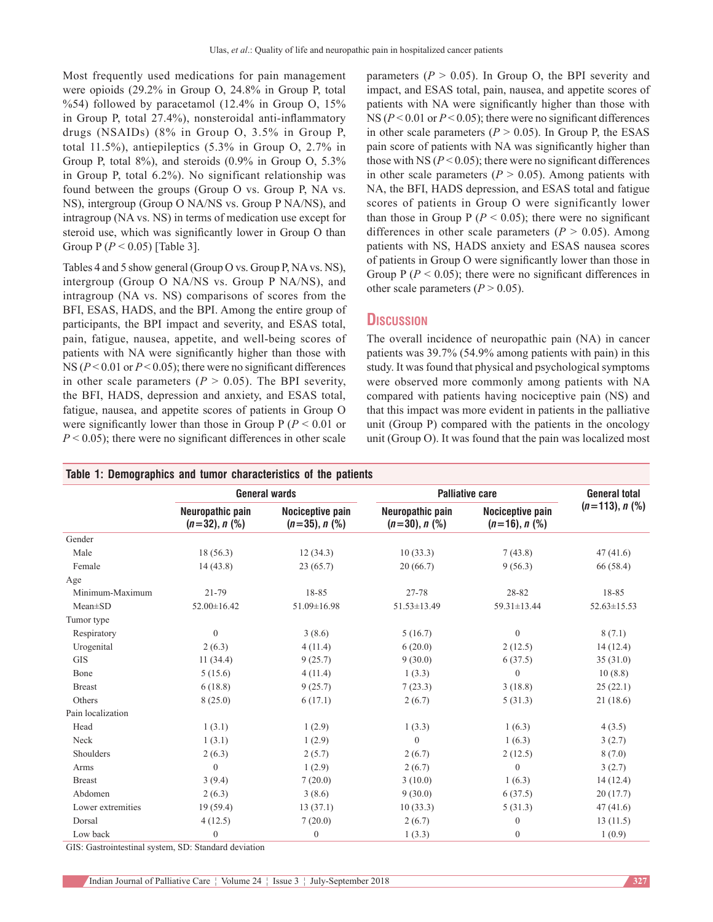Most frequently used medications for pain management were opioids (29.2% in Group O, 24.8% in Group P, total %54) followed by paracetamol (12.4% in Group O, 15% in Group P, total 27.4%), nonsteroidal anti-inflammatory drugs (NSAIDs) (8% in Group O, 3.5% in Group P, total 11.5%), antiepileptics (5.3% in Group O, 2.7% in Group P, total 8%), and steroids (0.9% in Group O, 5.3% in Group P, total 6.2%). No significant relationship was found between the groups (Group O vs. Group P, NA vs. NS), intergroup (Group O NA/NS vs. Group P NA/NS), and intragroup (NA vs. NS) in terms of medication use except for steroid use, which was significantly lower in Group O than Group P ($P < 0.05$) [Table 3].

Tables 4 and 5 show general (Group O vs. Group P, NA vs. NS), intergroup (Group O NA/NS vs. Group P NA/NS), and intragroup (NA vs. NS) comparisons of scores from the BFI, ESAS, HADS, and the BPI. Among the entire group of participants, the BPI impact and severity, and ESAS total, pain, fatigue, nausea, appetite, and well-being scores of patients with NA were significantly higher than those with NS ($P < 0.01$ or $P < 0.05$); there were no significant differences in other scale parameters ($P > 0.05$). The BPI severity, the BFI, HADS, depression and anxiety, and ESAS total, fatigue, nausea, and appetite scores of patients in Group O were significantly lower than those in Group P ($P < 0.01$ or $P < 0.05$); there were no significant differences in other scale parameters ($P > 0.05$). In Group O, the BPI severity and impact, and ESAS total, pain, nausea, and appetite scores of patients with NA were significantly higher than those with NS ($P < 0.01$ or $P < 0.05$); there were no significant differences in other scale parameters ($P > 0.05$). In Group P, the ESAS pain score of patients with NA was significantly higher than those with NS ($P < 0.05$); there were no significant differences in other scale parameters ($P > 0.05$). Among patients with NA, the BFI, HADS depression, and ESAS total and fatigue scores of patients in Group O were significantly lower than those in Group P ($P < 0.05$); there were no significant differences in other scale parameters ($P > 0.05$). Among patients with NS, HADS anxiety and ESAS nausea scores of patients in Group O were significantly lower than those in Group P ($P < 0.05$); there were no significant differences in other scale parameters ($P > 0.05$).

## Discussion

The overall incidence of neuropathic pain (NA) in cancer patients was 39.7% (54.9% among patients with pain) in this study. It was found that physical and psychological symptoms were observed more commonly among patients with NA compared with patients having nociceptive pain (NS) and that this impact was more evident in patients in the palliative unit (Group P) compared with the patients in the oncology unit (Group O). It was found that the pain was localized most

**Table 1: Demographics and tumor characteristics of the patients**

| | General wards | | Palliative care | | General total ($n$=113), $n$ (%) |
|---|---|---|---|---|---|
| | Neuropathic pain ($n$=32), $n$ (%) | Nociceptive pain ($n$=35), $n$ (%) | Neuropathic pain ($n$=30), $n$ (%) | Nociceptive pain ($n$=16), $n$ (%) | |
| Gender | | | | | |
| Male | 18 (56.3) | 12 (34.3) | 10 (33.3) | 7 (43.8) | 47 (41.6) |
| Female | 14 (43.8) | 23 (65.7) | 20 (66.7) | 9 (56.3) | 66 (58.4) |
| Age | | | | | |
| Minimum-Maximum | 21-79 | 18-85 | 27-78 | 28-82 | 18-85 |
| Mean±SD | 52.00±16.42 | 51.09±16.98 | 51.53±13.49 | 59.31±13.44 | 52.63±15.53 |
| Tumor type | | | | | |
| Respiratory | 0 | 3 (8.6) | 5 (16.7) | 0 | 8 (7.1) |
| Urogenital | 2 (6.3) | 4 (11.4) | 6 (20.0) | 2 (12.5) | 14 (12.4) |
| GIS | 11 (34.4) | 9 (25.7) | 9 (30.0) | 6 (37.5) | 35 (31.0) |
| Bone | 5 (15.6) | 4 (11.4) | 1 (3.3) | 0 | 10 (8.8) |
| Breast | 6 (18.8) | 9 (25.7) | 7 (23.3) | 3 (18.8) | 25 (22.1) |
| Others | 8 (25.0) | 6 (17.1) | 2 (6.7) | 5 (31.3) | 21 (18.6) |
| Pain localization | | | | | |
| Head | 1 (3.1) | 1 (2.9) | 1 (3.3) | 1 (6.3) | 4 (3.5) |
| Neck | 1 (3.1) | 1 (2.9) | 0 | 1 (6.3) | 3 (2.7) |
| Shoulders | 2 (6.3) | 2 (5.7) | 2 (6.7) | 2 (12.5) | 8 (7.0) |
| Arms | 0 | 1 (2.9) | 2 (6.7) | 0 | 3 (2.7) |
| Breast | 3 (9.4) | 7 (20.0) | 3 (10.0) | 1 (6.3) | 14 (12.4) |
| Abdomen | 2 (6.3) | 3 (8.6) | 9 (30.0) | 6 (37.5) | 20 (17.7) |
| Lower extremities | 19 (59.4) | 13 (37.1) | 10 (33.3) | 5 (31.3) | 47 (41.6) |
| Dorsal | 4 (12.5) | 7 (20.0) | 2 (6.7) | 0 | 13 (11.5) |
| Low back | 0 | 0 | 1 (3.3) | 0 | 1 (0.9) |

GIS: Gastrointestinal system, SD: Standard deviation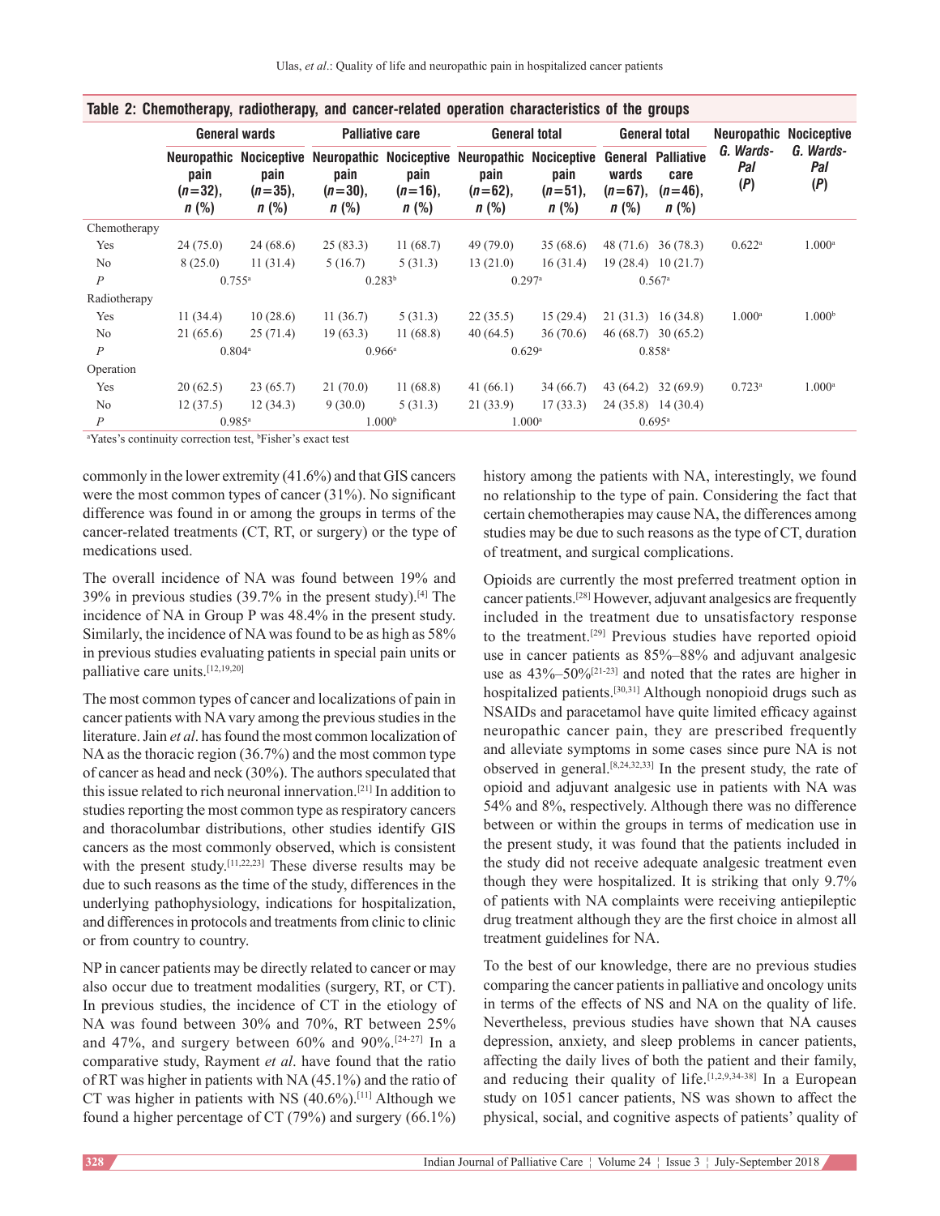**Table 2: Chemotherapy, radiotherapy, and cancer-related operation characteristics of the groups**

| | General wards | | Palliative care | | General total | | General total | | Neuropathic | Nociceptive |
|---|---|---|---|---|---|---|---|---|---|---|
| | Neuropathic pain (*n*=32), *n* (%) | Nociceptive pain (*n*=35), *n* (%) | Neuropathic pain (*n*=30), *n* (%) | Nociceptive pain (*n*=16), *n* (%) | Neuropathic pain (*n*=62), *n* (%) | Nociceptive pain (*n*=51), *n* (%) | General wards (*n*=67), *n* (%) | Palliative care (*n*=46), *n* (%) | *G. Wards-Pal* (*P*) | *G. Wards-Pal* (*P*) |
| Chemotherapy | | | | | | | | | | |
| Yes | 24 (75.0) | 24 (68.6) | 25 (83.3) | 11 (68.7) | 49 (79.0) | 35 (68.6) | 48 (71.6) | 36 (78.3) | 0.622[a] | 1.000[a] |
| No | 8 (25.0) | 11 (31.4) | 5 (16.7) | 5 (31.3) | 13 (21.0) | 16 (31.4) | 19 (28.4) | 10 (21.7) | | |
| *P* | 0.755[a] | | 0.283[b] | | 0.297[a] | | 0.567[a] | | | |
| Radiotherapy | | | | | | | | | | |
| Yes | 11 (34.4) | 10 (28.6) | 11 (36.7) | 5 (31.3) | 22 (35.5) | 15 (29.4) | 21 (31.3) | 16 (34.8) | 1.000[a] | 1.000[b] |
| No | 21 (65.6) | 25 (71.4) | 19 (63.3) | 11 (68.8) | 40 (64.5) | 36 (70.6) | 46 (68.7) | 30 (65.2) | | |
| *P* | 0.804[a] | | 0.966[a] | | 0.629[a] | | 0.858[a] | | | |
| Operation | | | | | | | | | | |
| Yes | 20 (62.5) | 23 (65.7) | 21 (70.0) | 11 (68.8) | 41 (66.1) | 34 (66.7) | 43 (64.2) | 32 (69.9) | 0.723[a] | 1.000[a] |
| No | 12 (37.5) | 12 (34.3) | 9 (30.0) | 5 (31.3) | 21 (33.9) | 17 (33.3) | 24 (35.8) | 14 (30.4) | | |
| *P* | 0.985[a] | | 1.000[b] | | 1.000[a] | | 0.695[a] | | | |

[a]Yates's continuity correction test, [b]Fisher's exact test

commonly in the lower extremity (41.6%) and that GIS cancers were the most common types of cancer (31%). No significant difference was found in or among the groups in terms of the cancer-related treatments (CT, RT, or surgery) or the type of medications used.

The overall incidence of NA was found between 19% and 39% in previous studies (39.7% in the present study).[4] The incidence of NA in Group P was 48.4% in the present study. Similarly, the incidence of NA was found to be as high as 58% in previous studies evaluating patients in special pain units or palliative care units.[12,19,20]

The most common types of cancer and localizations of pain in cancer patients with NA vary among the previous studies in the literature. Jain *et al*. has found the most common localization of NA as the thoracic region (36.7%) and the most common type of cancer as head and neck (30%). The authors speculated that this issue related to rich neuronal innervation.[21] In addition to studies reporting the most common type as respiratory cancers and thoracolumbar distributions, other studies identify GIS cancers as the most commonly observed, which is consistent with the present study.[11,22,23] These diverse results may be due to such reasons as the time of the study, differences in the underlying pathophysiology, indications for hospitalization, and differences in protocols and treatments from clinic to clinic or from country to country.

NP in cancer patients may be directly related to cancer or may also occur due to treatment modalities (surgery, RT, or CT). In previous studies, the incidence of CT in the etiology of NA was found between 30% and 70%, RT between 25% and 47%, and surgery between 60% and 90%.[24-27] In a comparative study, Rayment *et al*. have found that the ratio of RT was higher in patients with NA (45.1%) and the ratio of CT was higher in patients with NS (40.6%).[11] Although we found a higher percentage of CT (79%) and surgery (66.1%) history among the patients with NA, interestingly, we found no relationship to the type of pain. Considering the fact that certain chemotherapies may cause NA, the differences among studies may be due to such reasons as the type of CT, duration of treatment, and surgical complications.

Opioids are currently the most preferred treatment option in cancer patients.[28] However, adjuvant analgesics are frequently included in the treatment due to unsatisfactory response to the treatment.[29] Previous studies have reported opioid use in cancer patients as 85%–88% and adjuvant analgesic use as 43%–50%[21-23] and noted that the rates are higher in hospitalized patients.[30,31] Although nonopioid drugs such as NSAIDs and paracetamol have quite limited efficacy against neuropathic cancer pain, they are prescribed frequently and alleviate symptoms in some cases since pure NA is not observed in general.[8,24,32,33] In the present study, the rate of opioid and adjuvant analgesic use in patients with NA was 54% and 8%, respectively. Although there was no difference between or within the groups in terms of medication use in the present study, it was found that the patients included in the study did not receive adequate analgesic treatment even though they were hospitalized. It is striking that only 9.7% of patients with NA complaints were receiving antiepileptic drug treatment although they are the first choice in almost all treatment guidelines for NA.

To the best of our knowledge, there are no previous studies comparing the cancer patients in palliative and oncology units in terms of the effects of NS and NA on the quality of life. Nevertheless, previous studies have shown that NA causes depression, anxiety, and sleep problems in cancer patients, affecting the daily lives of both the patient and their family, and reducing their quality of life.[1,2,9,34-38] In a European study on 1051 cancer patients, NS was shown to affect the physical, social, and cognitive aspects of patients' quality of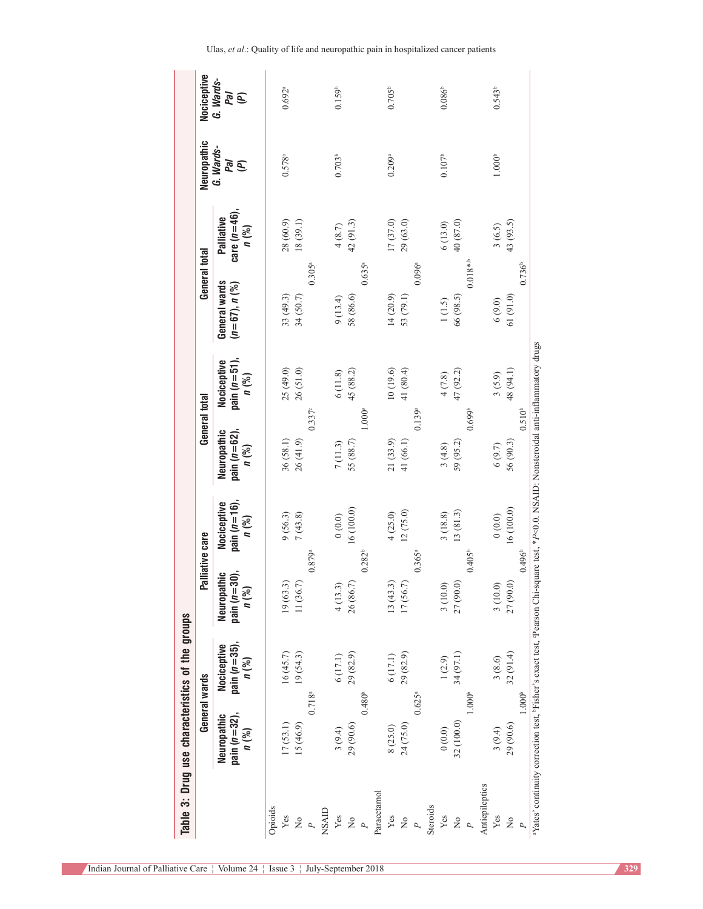**Table 3: Drug use characteristics of the groups**

| | General wards | | Palliative care | | General total | | General total | | Neuropathic G. Wards-Pal (*P*) | Nociceptive G. Wards-Pal (*P*) |
|---|---|---|---|---|---|---|---|---|---|---|
| | Neuropathic pain (*n*=32), *n* (%) | Nociceptive pain (*n*=35), *n* (%) | Neuropathic pain (*n*=30), *n* (%) | Nociceptive pain (*n*=16), *n* (%) | Neuropathic pain (*n*=62), *n* (%) | Nociceptive pain (*n*=51), *n* (%) | General wards (*n*=67), *n* (%) | Palliative care (*n*=46), *n* (%) | | |
| Opioids | | | | | | | | | | |
| Yes | 17 (53.1) | 16 (45.7) | 19 (63.3) | 9 (56.3) | 36 (58.1) | 25 (49.0) | 33 (49.3) | 28 (60.9) | 0.578[a] | 0.692[a] |
| No | 15 (46.9) | 19 (54.3) | 11 (36.7) | 7 (43.8) | 26 (41.9) | 26 (51.0) | 34 (50.7) | 18 (39.1) | | |
| *P* | 0.718[a] | | 0.879[a] | | 0.337[c] | | 0.305[a] | | | |
| NSAID | | | | | | | | | | |
| Yes | 3 (9.4) | 6 (17.1) | 4 (13.3) | 0 (0.0) | 7 (11.3) | 6 (11.8) | 9 (13.4) | 4 (8.7) | 0.703[b] | 0.159[b] |
| No | 29 (90.6) | 29 (82.9) | 26 (86.7) | 16 (100.0) | 55 (88.7) | 45 (88.2) | 58 (86.6) | 42 (91.3) | | |
| *P* | 0.480[b] | | 0.282[b] | | 1.000[a] | | 0.635[a] | | | |
| Paracetamol | | | | | | | | | | |
| Yes | 8 (25.0) | 6 (17.1) | 13 (43.3) | 4 (25.0) | 21 (33.9) | 10 (19.6) | 14 (20.9) | 17 (37.0) | 0.209[a] | 0.705[b] |
| No | 24 (75.0) | 29 (82.9) | 17 (56.7) | 12 (75.0) | 41 (66.1) | 41 (80.4) | 53 (79.1) | 29 (63.0) | | |
| *P* | 0.625[a] | | 0.365[a] | | 0.139[a] | | 0.096[a] | | | |
| Steroids | | | | | | | | | | |
| Yes | 0 (0.0) | 1 (2.9) | 3 (10.0) | 3 (18.8) | 3 (4.8) | 4 (7.8) | 1 (1.5) | 6 (13.0) | 0.107[b] | 0.086[b] |
| No | 32 (100.0) | 34 (97.1) | 27 (90.0) | 13 (81.3) | 59 (95.2) | 47 (92.2) | 66 (98.5) | 40 (87.0) | | |
| *P* | 1.000[b] | | 0.405[b] | | 0.699[b] | | 0.018*[,b] | | | |
| Antiepileptics | | | | | | | | | | |
| Yes | 3 (9.4) | 3 (8.6) | 3 (10.0) | 0 (0.0) | 6 (9.7) | 3 (5.9) | 6 (9.0) | 3 (6.5) | 1.000[b] | 0.543[b] |
| No | 29 (90.6) | 32 (91.4) | 27 (90.0) | 16 (100.0) | 56 (90.3) | 48 (94.1) | 61 (91.0) | 43 (93.5) | | |
| *P* | 1.000[b] | | 0.496[b] | | 0.510[b] | | 0.736[b] | | | |

[a]Yates' continuity correction test, [b]Fisher's exact test, [c]Pearson Chi-square test, *$P<0.0$. NSAID: Nonsteroidal anti-inflammatory drugs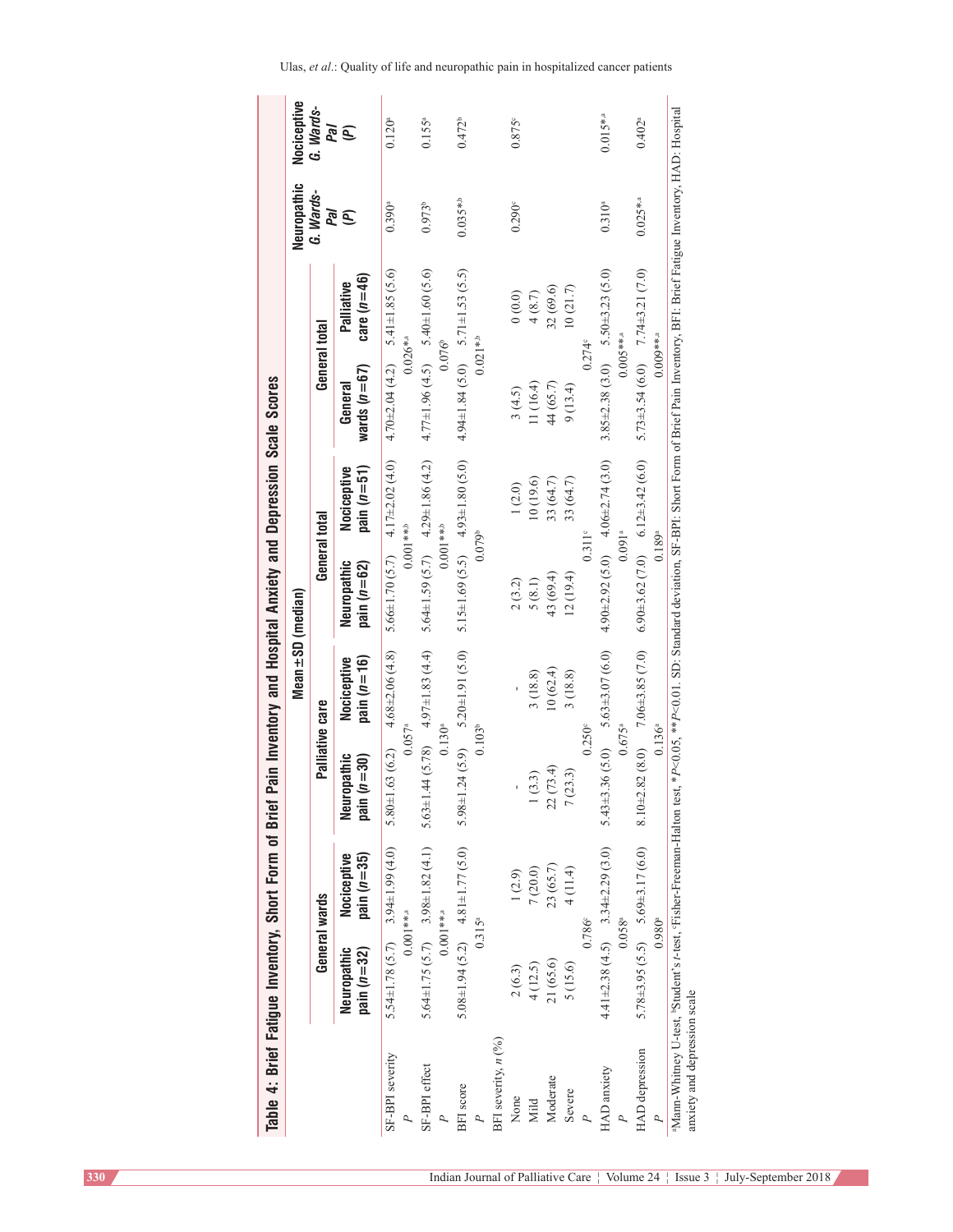**Table 4: Brief Fatigue Inventory, Short Form of Brief Pain Inventory and Hospital Anxiety and Depression Scale Scores**

| | Mean±SD (median) | | | | | | | | | |
|---|---|---|---|---|---|---|---|---|---|---|
| | General wards | | Palliative care | | General total | | General total | | Neuropathic G. Wards-Pal (*P*) | Nociceptive G. Wards-Pal (*P*) |
| | Neuropathic pain (*n*=32) | Nociceptive pain (*n*=35) | Neuropathic pain (*n*=30) | Nociceptive pain (*n*=16) | Neuropathic pain (*n*=62) | Nociceptive pain (*n*=51) | General wards (*n*=67) | Palliative care (*n*=46) | | |
| SF-BPI severity | 5.54±1.78 (5.7) | 3.94±1.99 (4.0) | 5.80±1.63 (6.2) | 4.68±2.06 (4.8) | 5.66±1.70 (5.7) | 4.17±2.02 (4.0) | 4.70±2.04 (4.2) | 5.41±1.85 (5.6) | 0.390[a] | 0.120[a] |
| *P* | 0.001**[,a] | | 0.057[a] | | 0.001**[,b] | | 0.026*[,a] | | | |
| SF-BPI effect | 5.64±1.75 (5.7) | 3.98±1.82 (4.1) | 5.63±1.44 (5.78) | 4.97±1.83 (4.4) | 5.64±1.59 (5.7) | 4.29±1.86 (4.2) | 4.77±1.96 (4.5) | 5.40±1.60 (5.6) | 0.973[b] | 0.155[a] |
| *P* | 0.001**[,a] | | 0.130[a] | | 0.001**[,b] | | 0.076[b] | | | |
| BFI score | 5.08±1.94 (5.2) | 4.81±1.77 (5.0) | 5.98±1.24 (5.9) | 5.20±1.91 (5.0) | 5.15±1.69 (5.5) | 4.93±1.80 (5.0) | 4.94±1.84 (5.0) | 5.71±1.53 (5.5) | 0.035*[,b] | 0.472[b] |
| *P* | 0.315[a] | | 0.103[b] | | 0.079[b] | | 0.021*[,b] | | | |
| BFI severity, *n* (%) | | | | | | | | | | |
| None | 2 (6.3) | 1 (2.9) | - | - | 2 (3.2) | 1 (2.0) | 3 (4.5) | 0 (0.0) | 0.290[c] | 0.875[c] |
| Mild | 4 (12.5) | 7 (20.0) | 1 (3.3) | 3 (18.8) | 5 (8.1) | 10 (19.6) | 11 (16.4) | 4 (8.7) | | |
| Moderate | 21 (65.6) | 23 (65.7) | 22 (73.4) | 10 (62.4) | 43 (69.4) | 33 (64.7) | 44 (65.7) | 32 (69.6) | | |
| Severe | 5 (15.6) | 4 (11.4) | 7 (23.3) | 3 (18.8) | 12 (19.4) | 33 (64.7) | 9 (13.4) | 10 (21.7) | | |
| *P* | 0.786[c] | | 0.250[c] | | 0.311[c] | | 0.274[c] | | | |
| HAD anxiety | 4.41±2.38 (4.5) | 3.34±2.29 (3.0) | 5.43±3.36 (5.0) | 5.63±3.07 (6.0) | 4.90±2.92 (5.0) | 4.06±2.74 (3.0) | 3.85±2.38 (3.0) | 5.50±3.23 (5.0) | 0.310[a] | 0.015*[,a] |
| *P* | 0.058[a] | | 0.675[a] | | 0.091[a] | | 0.005**[,a] | | | |
| HAD depression | 5.78±3.95 (5.5) | 5.69±3.17 (6.0) | 8.10±2.82 (8.0) | 7.06±3.85 (7.0) | 6.90±3.62 (7.0) | 6.12±3.42 (6.0) | 5.73±3.54 (6.0) | 7.74±3.21 (7.0) | 0.025*[,a] | 0.402[a] |
| *P* | 0.980[a] | | 0.136[a] | | 0.189[a] | | 0.009**[,a] | | | |

[a]Mann-Whitney U-test, [b]Student's *t*-test, [c]Fisher-Freeman-Halton test, \**P*<0.05, \*\**P*<0.01. SD: Standard deviation, SF-BPI: Short Form of Brief Pain Inventory, BFI: Brief Fatigue Inventory, HAD: Hospital anxiety and depression scale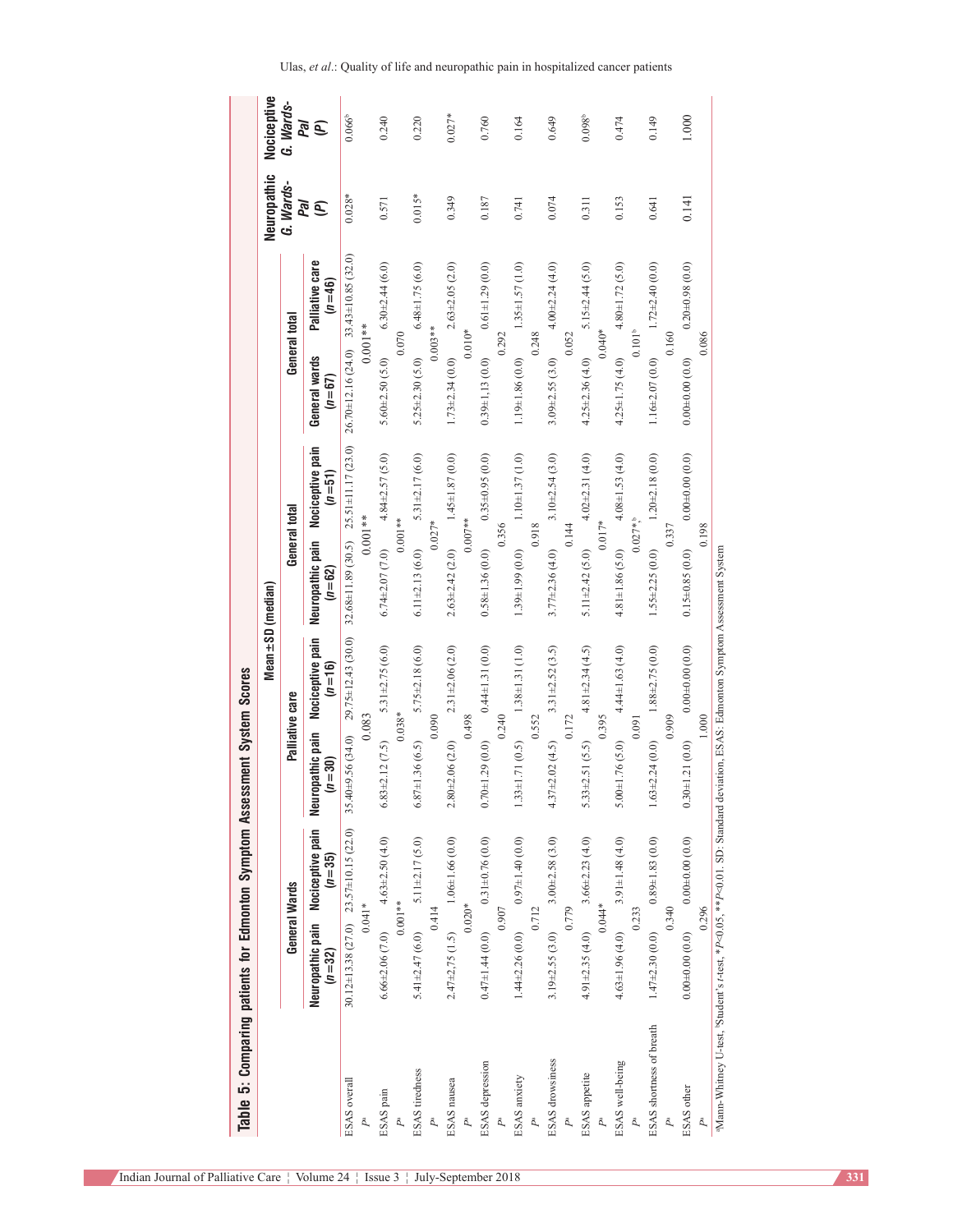**Table 5: Comparing patients for Edmonton Symptom Assessment System Scores**

| | Mean±SD (median) | | | | | | | | | |
|---|---|---|---|---|---|---|---|---|---|---|
| | General Wards | | Palliative care | | General total | | General total | | Neuropathic G. Wards-Pal (P) | Nociceptive G. Wards-Pal (P) |
| | Neuropathic pain (n=32) | Nociceptive pain (n=35) | Neuropathic pain (n=30) | Nociceptive pain (n=16) | Neuropathic pain (n=62) | Nociceptive pain (n=51) | General wards (n=67) | Palliative care (n=46) | | |
| ESAS overall | 30.12±13.38 (27.0) | 23.57±10.15 (22.0) | 35.40±9.56 (34.0) | 29.75±12.43 (30.0) | 32.68±11.89 (30.5) | 25.51±11.17 (23.0) | 26.70±12.16 (24.0) | 33.43±10.85 (32.0) | 0.028* | 0.066[b] |
| $P^a$ | 0.041* | | 0.083 | | 0.001** | | 0.001** | | | |
| ESAS pain | 6.66±2.06 (7.0) | 4.63±2.50 (4.0) | 6.83±2.12 (7.5) | 5.31±2.75 (6.0) | 6.74±2.07 (7.0) | 4.84±2.57 (5.0) | 5.60±2.50 (5.0) | 6.30±2.44 (6.0) | 0.571 | 0.240 |
| $P^a$ | 0.001** | | 0.038* | | 0.001** | | 0.070 | | | |
| ESAS tiredness | 5.41±2.47 (6.0) | 5.11±2.17 (5.0) | 6.87±1.36 (6.5) | 5.75±2.18 (6.0) | 6.11±2.13 (6.0) | 5.31±2.17 (6.0) | 5.25±2.30 (5.0) | 6.48±1.75 (6.0) | 0.015* | 0.220 |
| $P^a$ | 0.414 | | 0.090 | | 0.027* | | 0.003** | | | |
| ESAS nausea | 2.47±2.75 (1.5) | 1.06±1.66 (0.0) | 2.80±2.06 (2.0) | 2.31±2.06 (2.0) | 2.63±2.42 (2.0) | 1.45±1.87 (0.0) | 1.73±2.34 (0.0) | 2.63±2.05 (2.0) | 0.349 | 0.027* |
| $P^a$ | 0.020* | | 0.498 | | 0.007** | | 0.010* | | | |
| ESAS depression | 0.47±1.44 (0.0) | 0.31±0.76 (0.0) | 0.70±1.29 (0.0) | 0.44±1.31 (0.0) | 0.58±1.36 (0.0) | 0.35±0.95 (0.0) | 0.39±1.13 (0.0) | 0.61±1.29 (0.0) | 0.187 | 0.760 |
| $P^a$ | 0.907 | | 0.240 | | 0.356 | | 0.292 | | | |
| ESAS anxiety | 1.44±2.26 (0.0) | 0.97±1.40 (0.0) | 1.33±1.71 (0.5) | 1.38±1.31 (1.0) | 1.39±1.99 (0.0) | 1.10±1.37 (1.0) | 1.19±1.86 (0.0) | 1.35±1.57 (1.0) | 0.741 | 0.164 |
| $P^a$ | 0.712 | | 0.552 | | 0.918 | | 0.248 | | | |
| ESAS drowsiness | 3.19±2.55 (3.0) | 3.00±2.58 (3.0) | 4.37±2.02 (4.5) | 3.31±2.52 (3.5) | 3.77±2.36 (4.0) | 3.10±2.54 (3.0) | 3.09±2.55 (3.0) | 4.00±2.24 (4.0) | 0.074 | 0.649 |
| $P^a$ | 0.779 | | 0.172 | | 0.144 | | 0.052 | | | |
| ESAS appetite | 4.91±2.35 (4.0) | 3.66±2.23 (4.0) | 5.33±2.51 (5.5) | 4.81±2.34 (4.5) | 5.11±2.42 (5.0) | 4.02±2.31 (4.0) | 4.25±2.36 (4.0) | 5.15±2.44 (5.0) | 0.311 | 0.098[b] |
| $P^a$ | 0.044* | | 0.395 | | 0.017* | | 0.040* | | | |
| ESAS well-being | 4.63±1.96 (4.0) | 3.91±1.48 (4.0) | 5.00±1.76 (5.0) | 4.44±1.63 (4.0) | 4.81±1.86 (5.0) | 4.08±1.53 (4.0) | 4.25±1.75 (4.0) | 4.80±1.72 (5.0) | 0.153 | 0.474 |
| $P^a$ | 0.233 | | 0.091 | | 0.027*,[b] | | 0.101[b] | | | |
| ESAS shortness of breath | 1.47±2.30 (0.0) | 0.89±1.83 (0.0) | 1.63±2.24 (0.0) | 1.88±2.75 (0.0) | 1.55±2.25 (0.0) | 1.20±2.18 (0.0) | 1.16±2.07 (0.0) | 1.72±2.40 (0.0) | 0.641 | 0.149 |
| $P^a$ | 0.340 | | 0.909 | | 0.337 | | 0.160 | | | |
| ESAS other | 0.00±0.00 (0.0) | 0.00±0.00 (0.0) | 0.30±1.21 (0.0) | 0.00±0.00 (0.0) | 0.15±0.85 (0.0) | 0.00±0.00 (0.0) | 0.00±0.00 (0.0) | 0.20±0.98 (0.0) | 0.141 | 1.000 |
| $P^a$ | 0.296 | | 1.000 | | 0.198 | | 0.086 | | | |

[a]Mann-Whitney U-test, [b]Student's t-test, *$P<0.05$, **$P<0.01$. SD: Standard deviation, ESAS: Edmonton Symptom Assessment System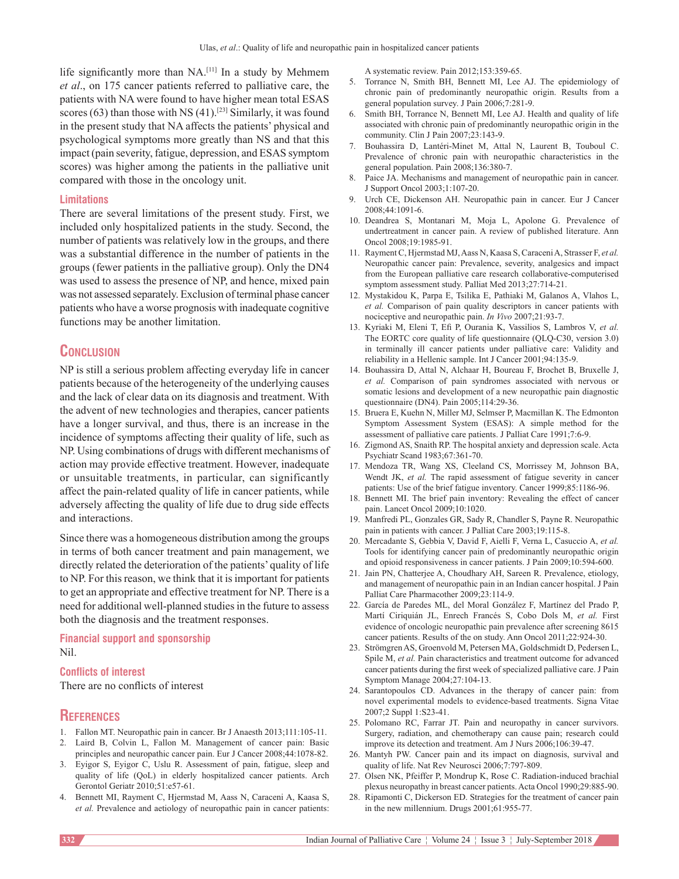life significantly more than NA.[11] In a study by Mehmem *et al*., on 175 cancer patients referred to palliative care, the patients with NA were found to have higher mean total ESAS scores (63) than those with NS (41).[23] Similarly, it was found in the present study that NA affects the patients' physical and psychological symptoms more greatly than NS and that this impact (pain severity, fatigue, depression, and ESAS symptom scores) was higher among the patients in the palliative unit compared with those in the oncology unit.

### Limitations

There are several limitations of the present study. First, we included only hospitalized patients in the study. Second, the number of patients was relatively low in the groups, and there was a substantial difference in the number of patients in the groups (fewer patients in the palliative group). Only the DN4 was used to assess the presence of NP, and hence, mixed pain was not assessed separately. Exclusion of terminal phase cancer patients who have a worse prognosis with inadequate cognitive functions may be another limitation.

## Conclusion

NP is still a serious problem affecting everyday life in cancer patients because of the heterogeneity of the underlying causes and the lack of clear data on its diagnosis and treatment. With the advent of new technologies and therapies, cancer patients have a longer survival, and thus, there is an increase in the incidence of symptoms affecting their quality of life, such as NP. Using combinations of drugs with different mechanisms of action may provide effective treatment. However, inadequate or unsuitable treatments, in particular, can significantly affect the pain-related quality of life in cancer patients, while adversely affecting the quality of life due to drug side effects and interactions.

Since there was a homogeneous distribution among the groups in terms of both cancer treatment and pain management, we directly related the deterioration of the patients' quality of life to NP. For this reason, we think that it is important for patients to get an appropriate and effective treatment for NP. There is a need for additional well-planned studies in the future to assess both the diagnosis and the treatment responses.

### Financial support and sponsorship

Nil.

### Conflicts of interest

There are no conflicts of interest

## References

1. Fallon MT. Neuropathic pain in cancer. Br J Anaesth 2013;111:105-11.
2. Laird B, Colvin L, Fallon M. Management of cancer pain: Basic principles and neuropathic cancer pain. Eur J Cancer 2008;44:1078-82.
3. Eyigor S, Eyigor C, Uslu R. Assessment of pain, fatigue, sleep and quality of life (QoL) in elderly hospitalized cancer patients. Arch Gerontol Geriatr 2010;51:e57-61.
4. Bennett MI, Rayment C, Hjermstad M, Aass N, Caraceni A, Kaasa S, *et al.* Prevalence and aetiology of neuropathic pain in cancer patients: A systematic review. Pain 2012;153:359-65.
5. Torrance N, Smith BH, Bennett MI, Lee AJ. The epidemiology of chronic pain of predominantly neuropathic origin. Results from a general population survey. J Pain 2006;7:281-9.
6. Smith BH, Torrance N, Bennett MI, Lee AJ. Health and quality of life associated with chronic pain of predominantly neuropathic origin in the community. Clin J Pain 2007;23:143-9.
7. Bouhassira D, Lantéri-Minet M, Attal N, Laurent B, Touboul C. Prevalence of chronic pain with neuropathic characteristics in the general population. Pain 2008;136:380-7.
8. Paice JA. Mechanisms and management of neuropathic pain in cancer. J Support Oncol 2003;1:107-20.
9. Urch CE, Dickenson AH. Neuropathic pain in cancer. Eur J Cancer 2008;44:1091-6.
10. Deandrea S, Montanari M, Moja L, Apolone G. Prevalence of undertreatment in cancer pain. A review of published literature. Ann Oncol 2008;19:1985-91.
11. Rayment C, Hjermstad MJ, Aass N, Kaasa S, Caraceni A, Strasser F, *et al.* Neuropathic cancer pain: Prevalence, severity, analgesics and impact from the European palliative care research collaborative-computerised symptom assessment study. Palliat Med 2013;27:714-21.
12. Mystakidou K, Parpa E, Tsilika E, Pathiaki M, Galanos A, Vlahos L, *et al.* Comparison of pain quality descriptors in cancer patients with nociceptive and neuropathic pain. *In Vivo* 2007;21:93-7.
13. Kyriaki M, Eleni T, Efi P, Ourania K, Vassilios S, Lambros V, *et al.* The EORTC core quality of life questionnaire (QLQ-C30, version 3.0) in terminally ill cancer patients under palliative care: Validity and reliability in a Hellenic sample. Int J Cancer 2001;94:135-9.
14. Bouhassira D, Attal N, Alchaar H, Boureau F, Brochet B, Bruxelle J, *et al.* Comparison of pain syndromes associated with nervous or somatic lesions and development of a new neuropathic pain diagnostic questionnaire (DN4). Pain 2005;114:29-36.
15. Bruera E, Kuehn N, Miller MJ, Selmser P, Macmillan K. The Edmonton Symptom Assessment System (ESAS): A simple method for the assessment of palliative care patients. J Palliat Care 1991;7:6-9.
16. Zigmond AS, Snaith RP. The hospital anxiety and depression scale. Acta Psychiatr Scand 1983;67:361-70.
17. Mendoza TR, Wang XS, Cleeland CS, Morrissey M, Johnson BA, Wendt JK, *et al.* The rapid assessment of fatigue severity in cancer patients: Use of the brief fatigue inventory. Cancer 1999;85:1186-96.
18. Bennett MI. The brief pain inventory: Revealing the effect of cancer pain. Lancet Oncol 2009;10:1020.
19. Manfredi PL, Gonzales GR, Sady R, Chandler S, Payne R. Neuropathic pain in patients with cancer. J Palliat Care 2003;19:115-8.
20. Mercadante S, Gebbia V, David F, Aielli F, Verna L, Casuccio A, *et al.* Tools for identifying cancer pain of predominantly neuropathic origin and opioid responsiveness in cancer patients. J Pain 2009;10:594-600.
21. Jain PN, Chatterjee A, Choudhary AH, Sareen R. Prevalence, etiology, and management of neuropathic pain in an Indian cancer hospital. J Pain Palliat Care Pharmacother 2009;23:114-9.
22. García de Paredes ML, del Moral González F, Martínez del Prado P, Martí Ciriquián JL, Enrech Francés S, Cobo Dols M, *et al.* First evidence of oncologic neuropathic pain prevalence after screening 8615 cancer patients. Results of the on study. Ann Oncol 2011;22:924-30.
23. Strömgren AS, Groenvold M, Petersen MA, Goldschmidt D, Pedersen L, Spile M, *et al.* Pain characteristics and treatment outcome for advanced cancer patients during the first week of specialized palliative care. J Pain Symptom Manage 2004;27:104-13.
24. Sarantopoulos CD. Advances in the therapy of cancer pain: from novel experimental models to evidence-based treatments. Signa Vitae 2007;2 Suppl 1:S23-41.
25. Polomano RC, Farrar JT. Pain and neuropathy in cancer survivors. Surgery, radiation, and chemotherapy can cause pain; research could improve its detection and treatment. Am J Nurs 2006;106:39-47.
26. Mantyh PW. Cancer pain and its impact on diagnosis, survival and quality of life. Nat Rev Neurosci 2006;7:797-809.
27. Olsen NK, Pfeiffer P, Mondrup K, Rose C. Radiation-induced brachial plexus neuropathy in breast cancer patients. Acta Oncol 1990;29:885-90.
28. Ripamonti C, Dickerson ED. Strategies for the treatment of cancer pain in the new millennium. Drugs 2001;61:955-77.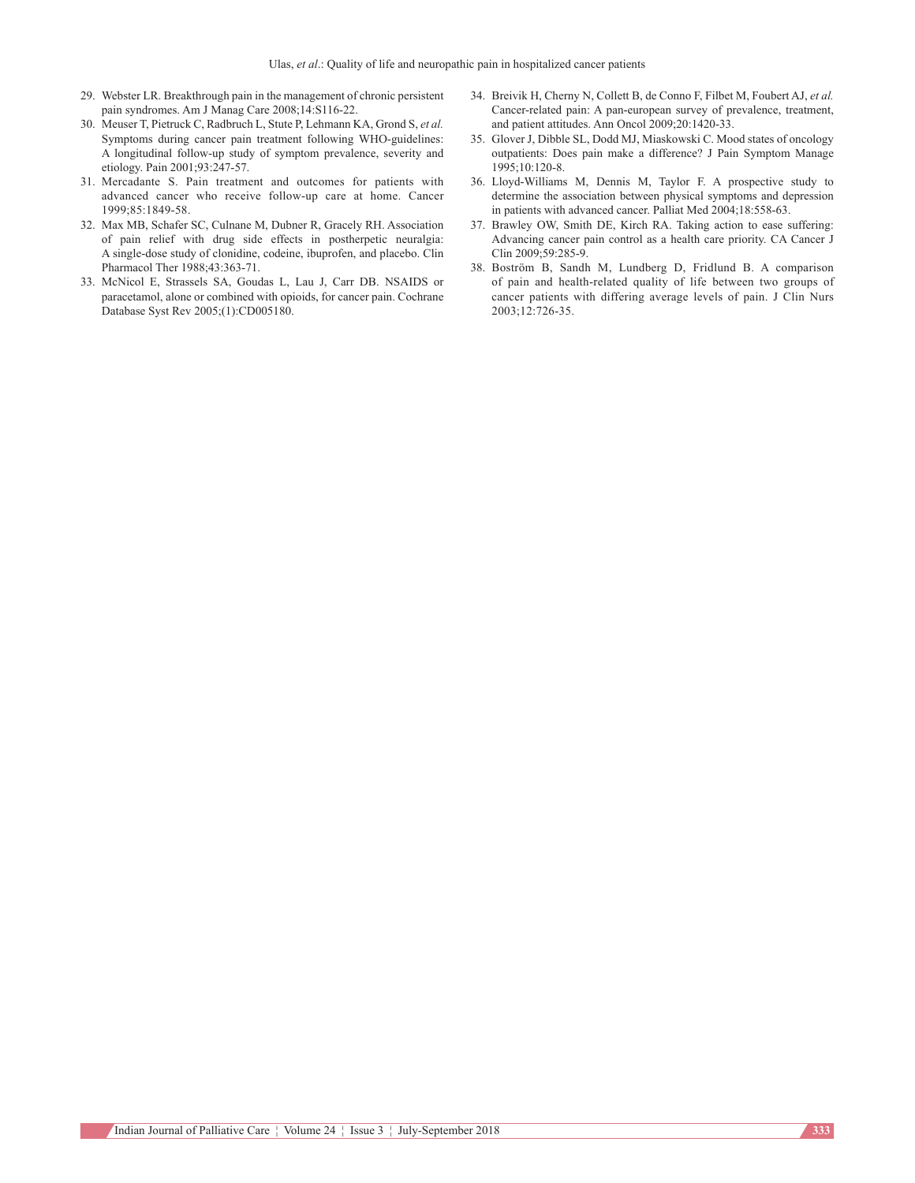29. Webster LR. Breakthrough pain in the management of chronic persistent pain syndromes. Am J Manag Care 2008;14:S116-22.
30. Meuser T, Pietruck C, Radbruch L, Stute P, Lehmann KA, Grond S, *et al.* Symptoms during cancer pain treatment following WHO-guidelines: A longitudinal follow-up study of symptom prevalence, severity and etiology. Pain 2001;93:247-57.
31. Mercadante S. Pain treatment and outcomes for patients with advanced cancer who receive follow-up care at home. Cancer 1999;85:1849-58.
32. Max MB, Schafer SC, Culnane M, Dubner R, Gracely RH. Association of pain relief with drug side effects in postherpetic neuralgia: A single-dose study of clonidine, codeine, ibuprofen, and placebo. Clin Pharmacol Ther 1988;43:363-71.
33. McNicol E, Strassels SA, Goudas L, Lau J, Carr DB. NSAIDS or paracetamol, alone or combined with opioids, for cancer pain. Cochrane Database Syst Rev 2005;(1):CD005180.
34. Breivik H, Cherny N, Collett B, de Conno F, Filbet M, Foubert AJ, *et al.* Cancer-related pain: A pan-european survey of prevalence, treatment, and patient attitudes. Ann Oncol 2009;20:1420-33.
35. Glover J, Dibble SL, Dodd MJ, Miaskowski C. Mood states of oncology outpatients: Does pain make a difference? J Pain Symptom Manage 1995;10:120-8.
36. Lloyd-Williams M, Dennis M, Taylor F. A prospective study to determine the association between physical symptoms and depression in patients with advanced cancer. Palliat Med 2004;18:558-63.
37. Brawley OW, Smith DE, Kirch RA. Taking action to ease suffering: Advancing cancer pain control as a health care priority. CA Cancer J Clin 2009;59:285-9.
38. Boström B, Sandh M, Lundberg D, Fridlund B. A comparison of pain and health-related quality of life between two groups of cancer patients with differing average levels of pain. J Clin Nurs 2003;12:726-35.